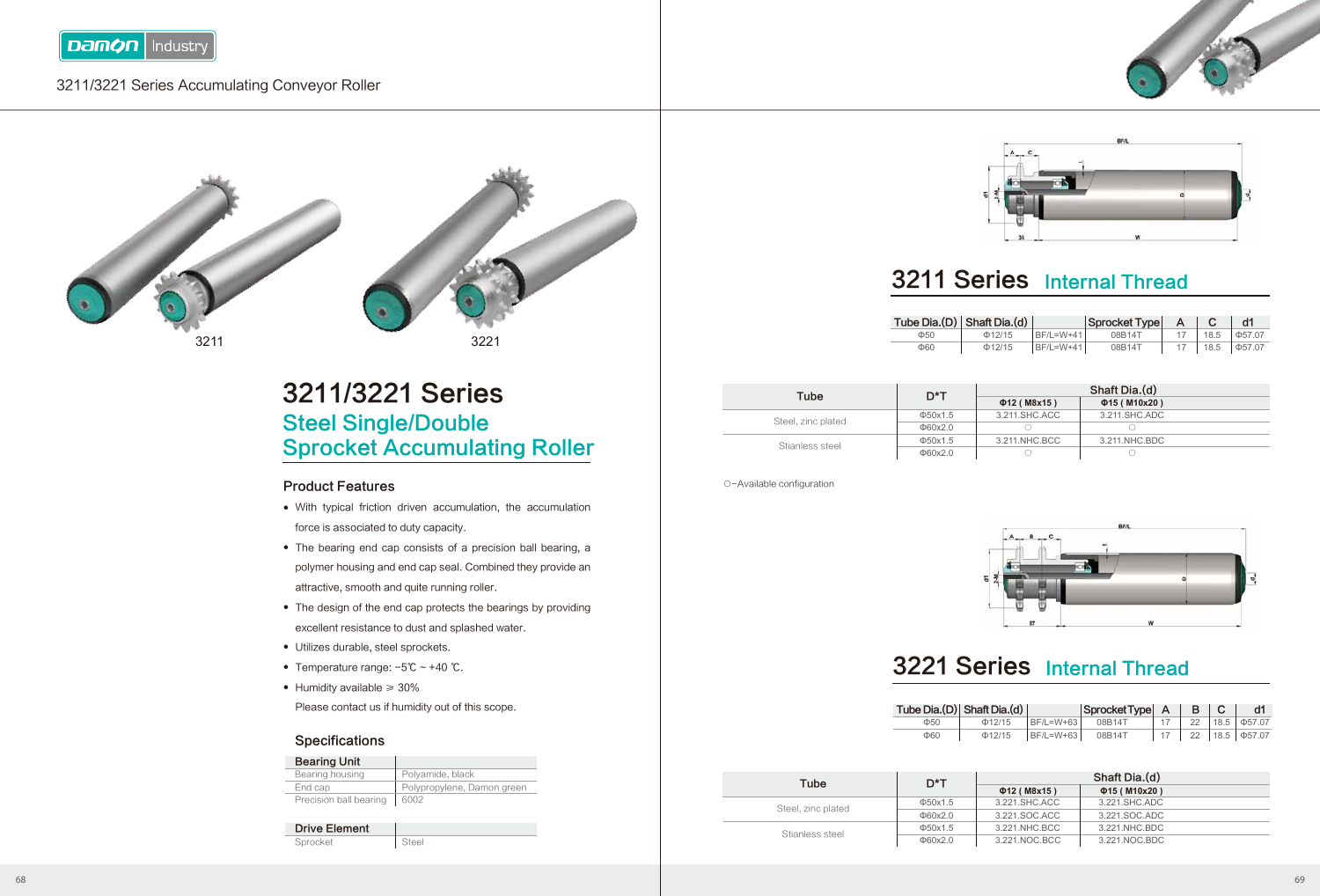# 3211/3221 Series Accumulating Conveyor Roller

3211 3221

# 3211/3221 Series

## Steel Single/Double Sprocket Accumulating Roller

### Product Features

- With typical friction driven accumulation, the accumulation force is associated to duty capacity.
- The bearing end cap consists of a precision ball bearing, a polymer housing and end cap seal. Combined they provide an attractive, smooth and quite running roller.
- The design of the end cap protects the bearings by providing excellent resistance to dust and splashed water.
- Utilizes durable, steel sprockets.
- Temperature range: −5℃ ~ +40 ℃.
- Humidity available ⩾ 30%

  Please contact us if humidity out of this scope.

### Specifications

| Bearing Unit | |
|---|---|
| Bearing housing | Polyamide, black |
| End cap | Polypropylene, Damon green |
| Precision ball bearing | 6002 |

| Drive Element | |
|---|---|
| Sprocket | Steel |

## 3211 Series Internal Thread

| Tube Dia.(D) | Shaft Dia.(d) | | Sprocket Type | A | C | d1 |
|---|---|---|---|---|---|---|
| Φ50 | Φ12/15 | BF/L=W+41 | 08B14T | 17 | 18.5 | Φ57.07 |
| Φ60 | Φ12/15 | BF/L=W+41 | 08B14T | 17 | 18.5 | Φ57.07 |

| Tube | D*T | Shaft Dia.(d) | |
|---|---|---|---|
| | | Φ12 ( M8x15 ) | Φ15 ( M10x20 ) |
| Steel, zinc plated | Φ50x1.5 | 3.211.SHC.ACC | 3.211.SHC.ADC |
| | Φ60x2.0 | ○ | ○ |
| Stianless steel | Φ50x1.5 | 3.211.NHC.BCC | 3.211.NHC.BDC |
| | Φ60x2.0 | ○ | ○ |

○−Available configuration

## 3221 Series Internal Thread

| Tube Dia.(D) | Shaft Dia.(d) | | Sprocket Type | A | B | C | d1 |
|---|---|---|---|---|---|---|---|
| Φ50 | Φ12/15 | BF/L=W+63 | 08B14T | 17 | 22 | 18.5 | Φ57.07 |
| Φ60 | Φ12/15 | BF/L=W+63 | 08B14T | 17 | 22 | 18.5 | Φ57.07 |

| Tube | D*T | Shaft Dia.(d) | |
|---|---|---|---|
| | | Φ12 ( M8x15 ) | Φ15 ( M10x20 ) |
| Steel, zinc plated | Φ50x1.5 | 3.221.SHC.ACC | 3.221.SHC.ADC |
| | Φ60x2.0 | 3.221.SOC.ACC | 3.221.SOC.ADC |
| Stianless steel | Φ50x1.5 | 3.221.NHC.BCC | 3.221.NHC.BDC |
| | Φ60x2.0 | 3.221.NOC.BCC | 3.221.NOC.BDC |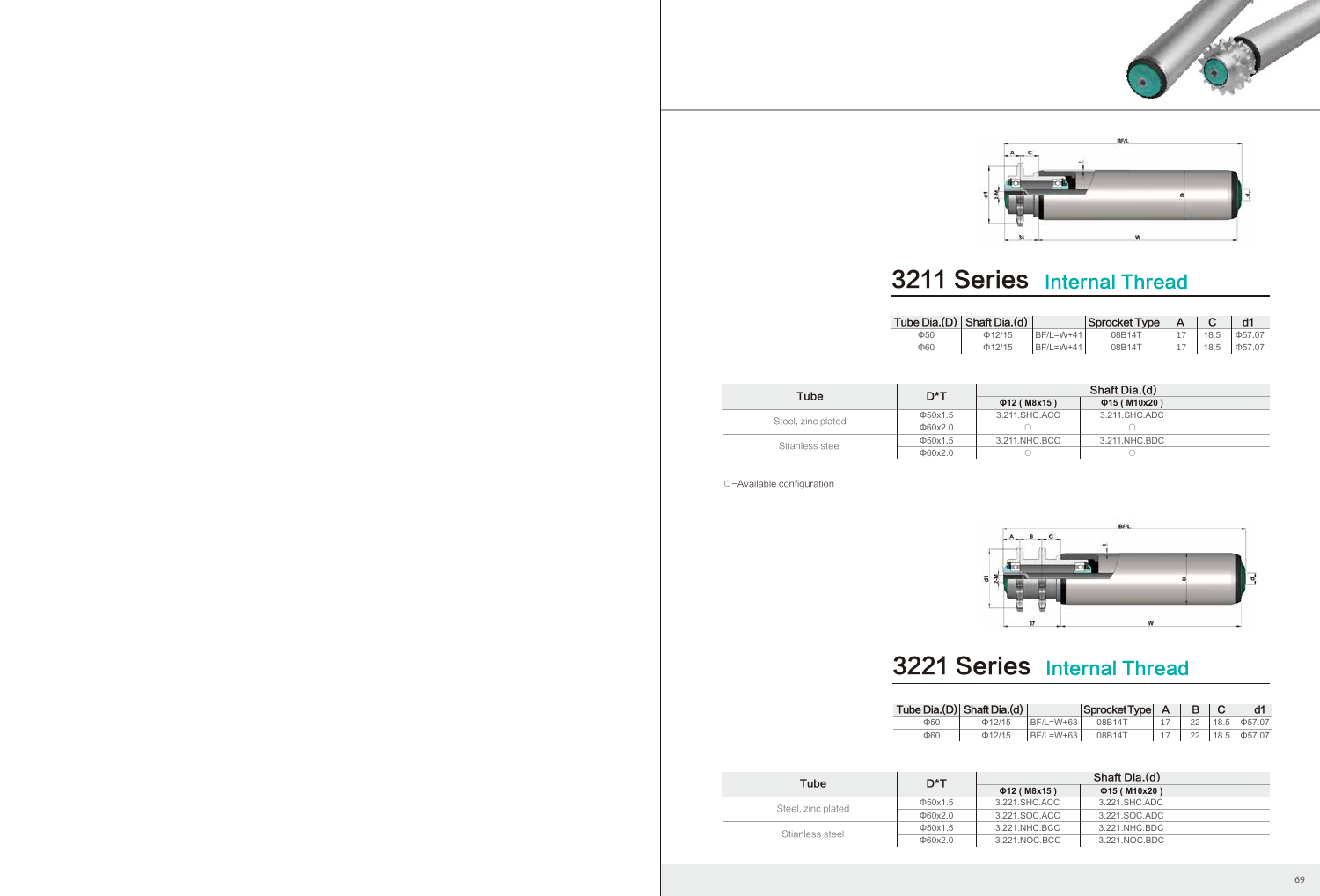BF/L

A C

d1 2-M D d2

36 W

## 3211 Series Internal Thread

| Tube Dia.(D) | Shaft Dia.(d) | | Sprocket Type | A | C | d1 |
|---|---|---|---|---|---|---|
| Φ50 | Φ12/15 | BF/L=W+41 | 08B14T | 17 | 18.5 | Φ57.07 |
| Φ60 | Φ12/15 | BF/L=W+41 | 08B14T | 17 | 18.5 | Φ57.07 |

| Tube | D*T | Shaft Dia.(d) | |
|---|---|---|---|
| | | Φ12 ( M8x15 ) | Φ15 ( M10x20 ) |
| Steel, zinc plated | Φ50x1.5 | 3.211.SHC.ACC | 3.211.SHC.ADC |
| | Φ60x2.0 | ○ | ○ |
| Stianless steel | Φ50x1.5 | 3.211.NHC.BCC | 3.211.NHC.BDC |
| | Φ60x2.0 | ○ | ○ |

○-Available configuration

BF/L

A B C

d1 2-M D d2

57 W

## 3221 Series Internal Thread

| Tube Dia.(D) | Shaft Dia.(d) | | Sprocket Type | A | B | C | d1 |
|---|---|---|---|---|---|---|---|
| Φ50 | Φ12/15 | BF/L=W+63 | 08B14T | 17 | 22 | 18.5 | Φ57.07 |
| Φ60 | Φ12/15 | BF/L=W+63 | 08B14T | 17 | 22 | 18.5 | Φ57.07 |

| Tube | D*T | Shaft Dia.(d) | |
|---|---|---|---|
| | | Φ12 ( M8x15 ) | Φ15 ( M10x20 ) |
| Steel, zinc plated | Φ50x1.5 | 3.221.SHC.ACC | 3.221.SHC.ADC |
| | Φ60x2.0 | 3.221.SOC.ACC | 3.221.SOC.ADC |
| Stianless steel | Φ50x1.5 | 3.221.NHC.BCC | 3.221.NHC.BDC |
| | Φ60x2.0 | 3.221.NOC.BCC | 3.221.NOC.BDC |